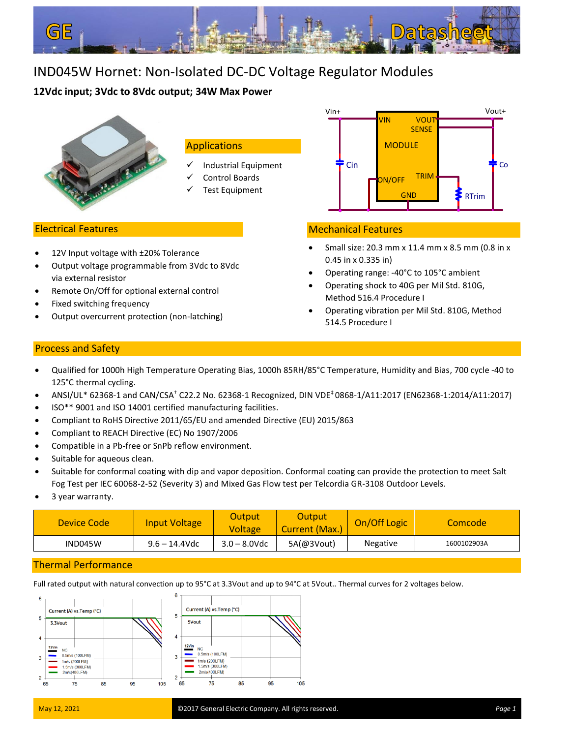# IND045W Hornet: Non-Isolated DC-DC Voltage Regulator Modules

**12Vdc input; 3Vdc to 8Vdc output; 34W Max Power**

## Applications

- ✓ Industrial Equipment
- ✓ Control Boards
- ✓ Test Equipment

## Electrical Features

- 12V Input voltage with ±20% Tolerance
- Output voltage programmable from 3Vdc to 8Vdc via external resistor
- Remote On/Off for optional external control
- Fixed switching frequency
- Output overcurrent protection (non-latching)

## Mechanical Features

- Small size: 20.3 mm x 11.4 mm x 8.5 mm (0.8 in x 0.45 in x 0.335 in)
- Operating range: -40°C to 105°C ambient
- Operating shock to 40G per Mil Std. 810G, Method 516.4 Procedure I
- Operating vibration per Mil Std. 810G, Method 514.5 Procedure I

## Process and Safety

- Qualified for 1000h High Temperature Operating Bias, 1000h 85RH/85°C Temperature, Humidity and Bias, 700 cycle -40 to 125°C thermal cycling.
- ANSI/UL* 62368-1 and CAN/CSA† C22.2 No. 62368-1 Recognized, DIN VDE‡ 0868-1/A11:2017 (EN62368-1:2014/A11:2017)
- ISO** 9001 and ISO 14001 certified manufacturing facilities.
- Compliant to RoHS Directive 2011/65/EU and amended Directive (EU) 2015/863
- Compliant to REACH Directive (EC) No 1907/2006
- Compatible in a Pb-free or SnPb reflow environment.
- Suitable for aqueous clean.
- Suitable for conformal coating with dip and vapor deposition. Conformal coating can provide the protection to meet Salt Fog Test per IEC 60068-2-52 (Severity 3) and Mixed Gas Flow test per Telcordia GR-3108 Outdoor Levels.
- 3 year warranty.

| Device Code | Input Voltage | Output Voltage | Output Current (Max.) | On/Off Logic | Comcode |
|---|---|---|---|---|---|
| IND045W | 9.6 – 14.4Vdc | 3.0 – 8.0Vdc | 5A(@3Vout) | Negative | 1600102903A |

## Thermal Performance

Full rated output with natural convection up to 95°C at 3.3Vout and up to 94°C at 5Vout.. Thermal curves for 2 voltages below.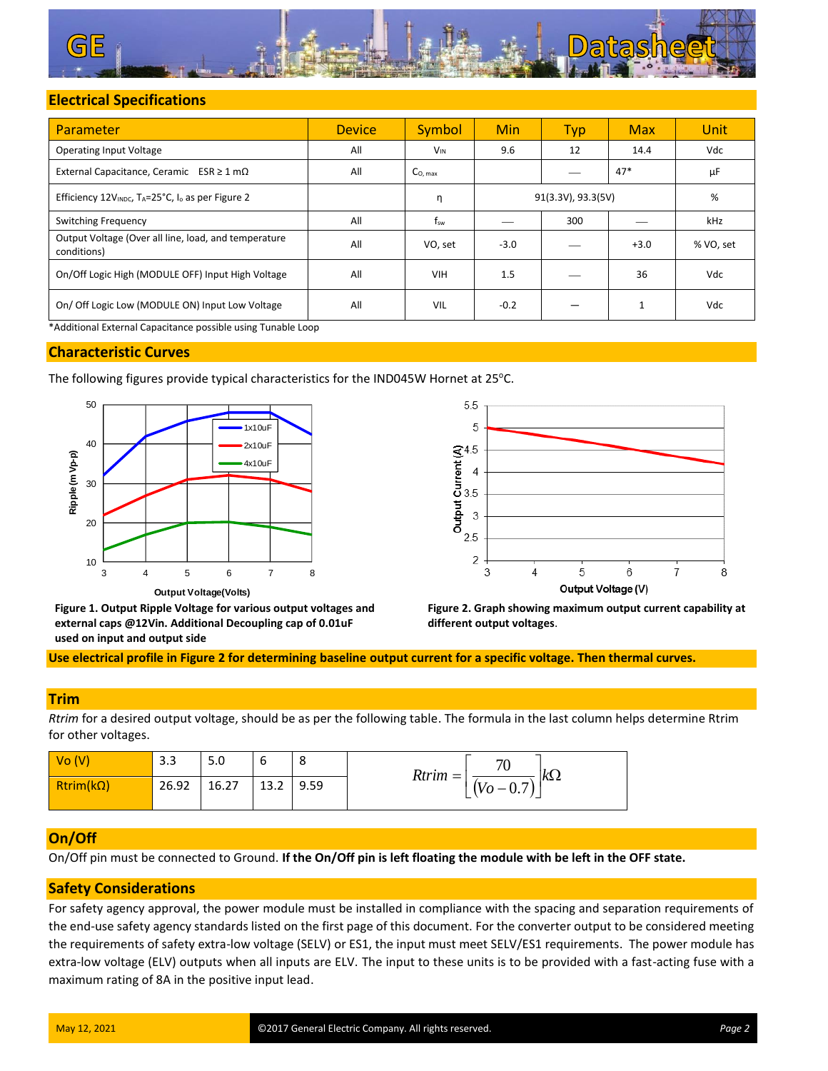## Electrical Specifications

| Parameter | Device | Symbol | Min | Typ | Max | Unit |
|---|---|---|---|---|---|---|
| Operating Input Voltage | All | $V_{IN}$ | 9.6 | 12 | 14.4 | Vdc |
| External Capacitance, Ceramic ESR ≥ 1 mΩ | All | $C_{O,\,max}$ | | — | 47* | μF |
| Efficiency 12$V_{INDC}$, $T_A$=25°C, $I_o$ as per Figure 2 | | η | 91(3.3V), 93.3(5V) | | | % |
| Switching Frequency | All | $f_{sw}$ | — | 300 | — | kHz |
| Output Voltage (Over all line, load, and temperature conditions) | All | VO, set | -3.0 | — | +3.0 | % VO, set |
| On/Off Logic High (MODULE OFF) Input High Voltage | All | VIH | 1.5 | — | 36 | Vdc |
| On/ Off Logic Low (MODULE ON) Input Low Voltage | All | VIL | -0.2 | — | 1 | Vdc |

*Additional External Capacitance possible using Tunable Loop

## Characteristic Curves

The following figures provide typical characteristics for the IND045W Hornet at 25°C.

**Figure 1. Output Ripple Voltage for various output voltages and external caps @12Vin. Additional Decoupling cap of 0.01uF used on input and output side**

**Figure 2. Graph showing maximum output current capability at different output voltages.**

**Use electrical profile in Figure 2 for determining baseline output current for a specific voltage. Then thermal curves.**

## Trim

*Rtrim* for a desired output voltage, should be as per the following table. The formula in the last column helps determine Rtrim for other voltages.

| Vo (V) | 3.3 | 5.0 | 6 | 8 |
|---|---|---|---|---|
| Rtrim(kΩ) | 26.92 | 16.27 | 13.2 | 9.59 |

$$Rtrim = \left[\frac{70}{(Vo - 0.7)}\right] k\Omega$$

## On/Off

On/Off pin must be connected to Ground. **If the On/Off pin is left floating the module with be left in the OFF state.**

## Safety Considerations

For safety agency approval, the power module must be installed in compliance with the spacing and separation requirements of the end-use safety agency standards listed on the first page of this document. For the converter output to be considered meeting the requirements of safety extra-low voltage (SELV) or ES1, the input must meet SELV/ES1 requirements. The power module has extra-low voltage (ELV) outputs when all inputs are ELV. The input to these units is to be provided with a fast-acting fuse with a maximum rating of 8A in the positive input lead.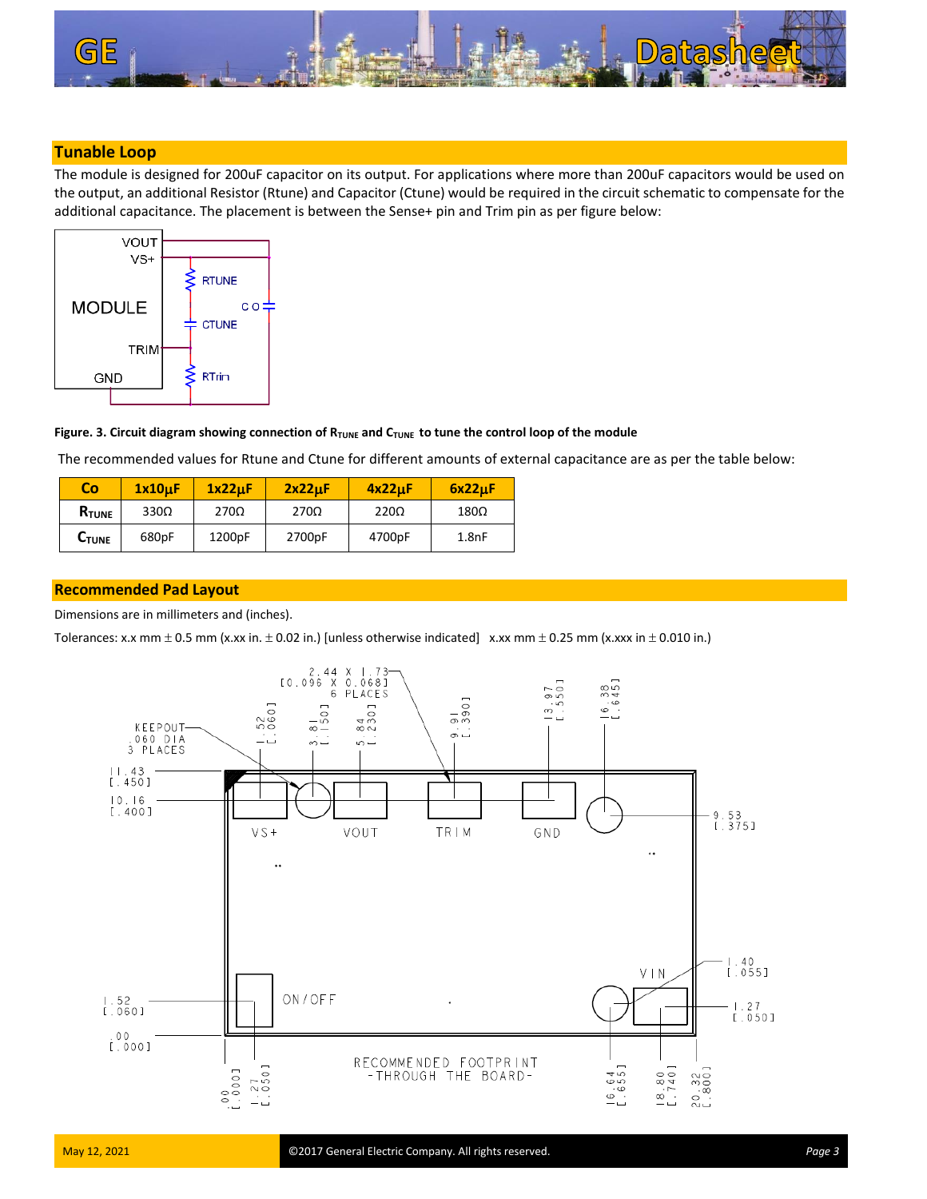## Tunable Loop

The module is designed for 200uF capacitor on its output. For applications where more than 200uF capacitors would be used on the output, an additional Resistor (Rtune) and Capacitor (Ctune) would be required in the circuit schematic to compensate for the additional capacitance. The placement is between the Sense+ pin and Trim pin as per figure below:

**Figure. 3. Circuit diagram showing connection of $R_{TUNE}$ and $C_{TUNE}$ to tune the control loop of the module**

The recommended values for Rtune and Ctune for different amounts of external capacitance are as per the table below:

| Co | 1x10µF | 1x22µF | 2x22µF | 4x22µF | 6x22µF |
|---|---|---|---|---|---|
| $R_{TUNE}$ | 330Ω | 270Ω | 270Ω | 220Ω | 180Ω |
| $C_{TUNE}$ | 680pF | 1200pF | 2700pF | 4700pF | 1.8nF |

## Recommended Pad Layout

Dimensions are in millimeters and (inches).

Tolerances: x.x mm ± 0.5 mm (x.xx in. ± 0.02 in.) [unless otherwise indicated] x.xx mm ± 0.25 mm (x.xxx in ± 0.010 in.)

RECOMMENDED FOOTPRINT -THROUGH THE BOARD-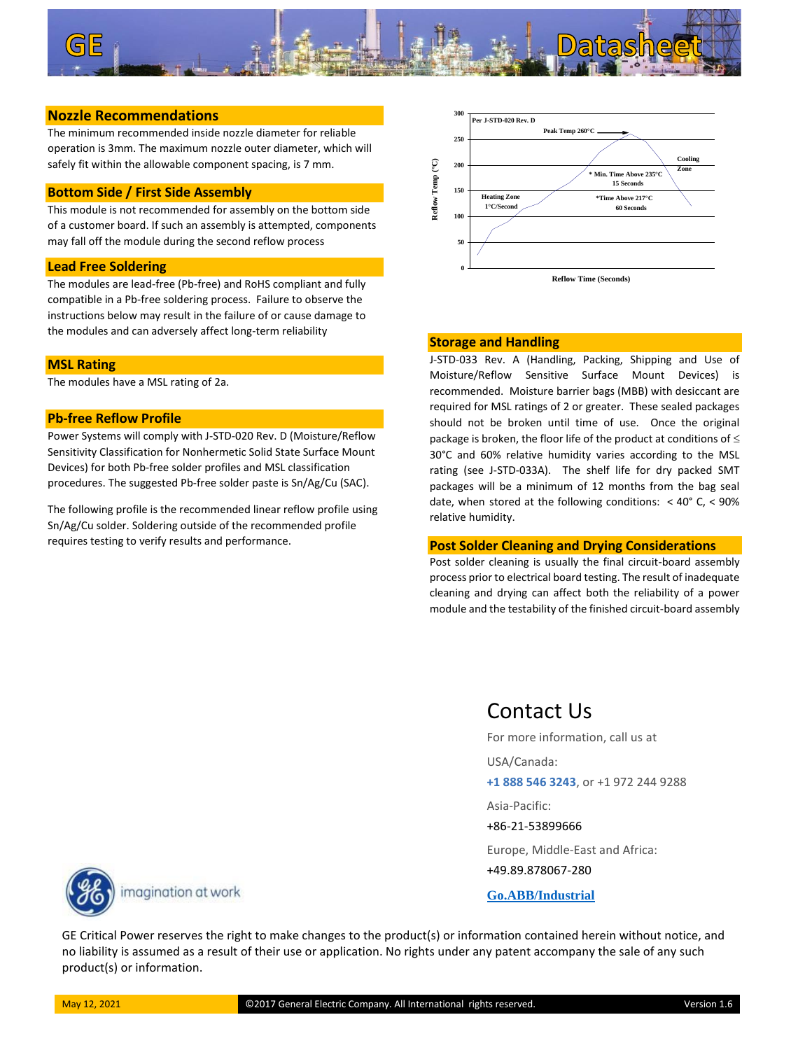## Nozzle Recommendations

The minimum recommended inside nozzle diameter for reliable operation is 3mm. The maximum nozzle outer diameter, which will safely fit within the allowable component spacing, is 7 mm.

## Bottom Side / First Side Assembly

This module is not recommended for assembly on the bottom side of a customer board. If such an assembly is attempted, components may fall off the module during the second reflow process

## Lead Free Soldering

The modules are lead-free (Pb-free) and RoHS compliant and fully compatible in a Pb-free soldering process. Failure to observe the instructions below may result in the failure of or cause damage to the modules and can adversely affect long-term reliability

## MSL Rating

The modules have a MSL rating of 2a.

## Pb-free Reflow Profile

Power Systems will comply with J-STD-020 Rev. D (Moisture/Reflow Sensitivity Classification for Nonhermetic Solid State Surface Mount Devices) for both Pb-free solder profiles and MSL classification procedures. The suggested Pb-free solder paste is Sn/Ag/Cu (SAC).

The following profile is the recommended linear reflow profile using Sn/Ag/Cu solder. Soldering outside of the recommended profile requires testing to verify results and performance.

Per J-STD-020 Rev. D
Peak Temp 260°C
Cooling Zone
* Min. Time Above 235°C 15 Seconds
Heating Zone 1°C/Second
*Time Above 217°C 60 Seconds
Reflow Temp (°C)
300
250
200
150
100
50
0
Reflow Time (Seconds)

## Storage and Handling

J-STD-033 Rev. A (Handling, Packing, Shipping and Use of Moisture/Reflow Sensitive Surface Mount Devices) is recommended. Moisture barrier bags (MBB) with desiccant are required for MSL ratings of 2 or greater. These sealed packages should not be broken until time of use. Once the original package is broken, the floor life of the product at conditions of ≤ 30°C and 60% relative humidity varies according to the MSL rating (see J-STD-033A). The shelf life for dry packed SMT packages will be a minimum of 12 months from the bag seal date, when stored at the following conditions: < 40° C, < 90% relative humidity.

## Post Solder Cleaning and Drying Considerations

Post solder cleaning is usually the final circuit-board assembly process prior to electrical board testing. The result of inadequate cleaning and drying can affect both the reliability of a power module and the testability of the finished circuit-board assembly

# Contact Us

For more information, call us at

USA/Canada:

**+1 888 546 3243**, or +1 972 244 9288

Asia-Pacific:

+86-21-53899666

Europe, Middle-East and Africa:

+49.89.878067-280

**Go.ABB/Industrial**

imagination at work

GE Critical Power reserves the right to make changes to the product(s) or information contained herein without notice, and no liability is assumed as a result of their use or application. No rights under any patent accompany the sale of any such product(s) or information.

May 12, 2021 ©2017 General Electric Company. All International rights reserved. Version 1.6